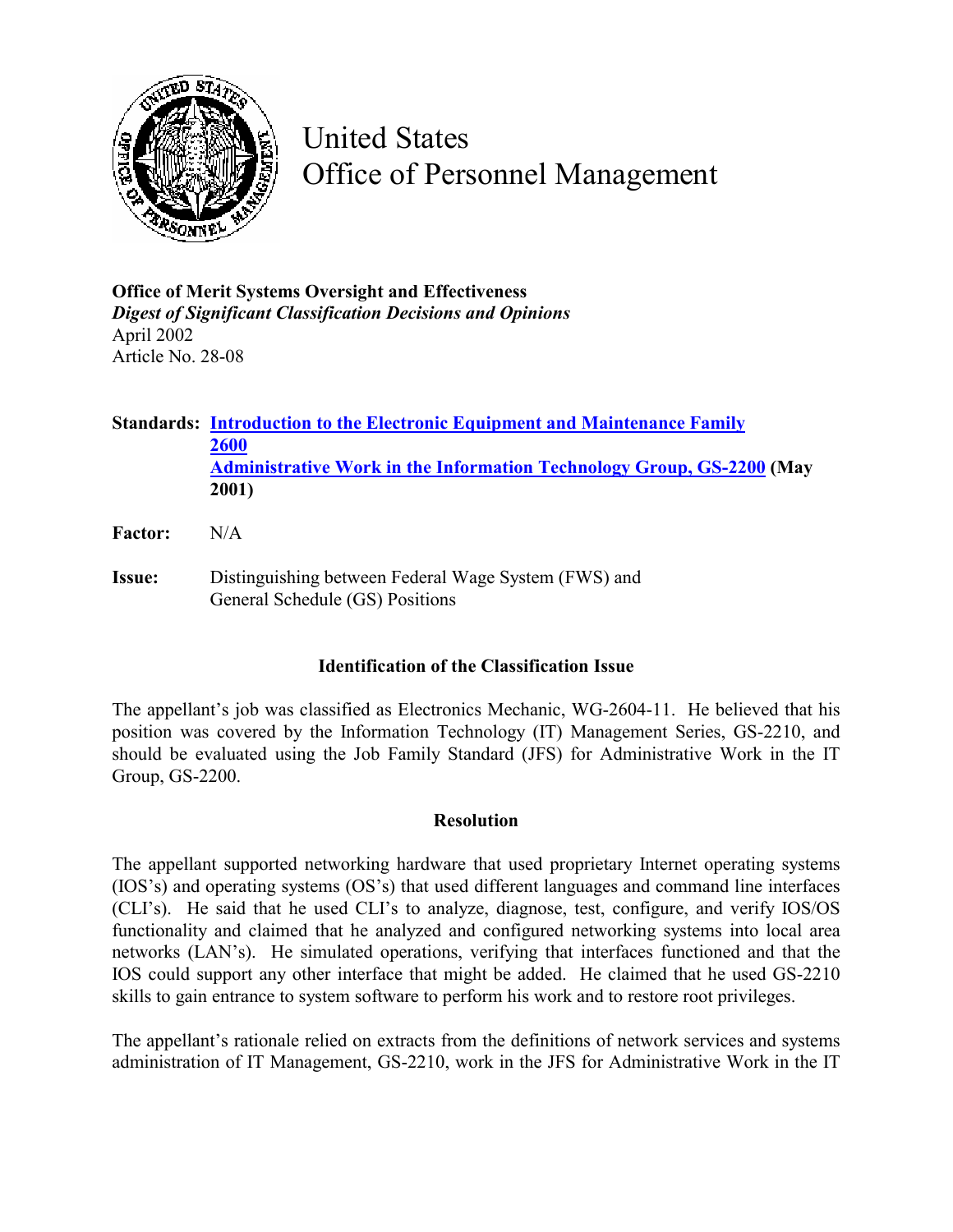# United States
# Office of Personnel Management

**Office of Merit Systems Oversight and Effectiveness**
***Digest of Significant Classification Decisions and Opinions***
April 2002
Article No. 28-08

**Standards:** **Introduction to the Electronic Equipment and Maintenance Family 2600**
**Administrative Work in the Information Technology Group, GS-2200 (May 2001)**

**Factor:** N/A

**Issue:** Distinguishing between Federal Wage System (FWS) and General Schedule (GS) Positions

### Identification of the Classification Issue

The appellant's job was classified as Electronics Mechanic, WG-2604-11. He believed that his position was covered by the Information Technology (IT) Management Series, GS-2210, and should be evaluated using the Job Family Standard (JFS) for Administrative Work in the IT Group, GS-2200.

### Resolution

The appellant supported networking hardware that used proprietary Internet operating systems (IOS's) and operating systems (OS's) that used different languages and command line interfaces (CLI's). He said that he used CLI's to analyze, diagnose, test, configure, and verify IOS/OS functionality and claimed that he analyzed and configured networking systems into local area networks (LAN's). He simulated operations, verifying that interfaces functioned and that the IOS could support any other interface that might be added. He claimed that he used GS-2210 skills to gain entrance to system software to perform his work and to restore root privileges.

The appellant's rationale relied on extracts from the definitions of network services and systems administration of IT Management, GS-2210, work in the JFS for Administrative Work in the IT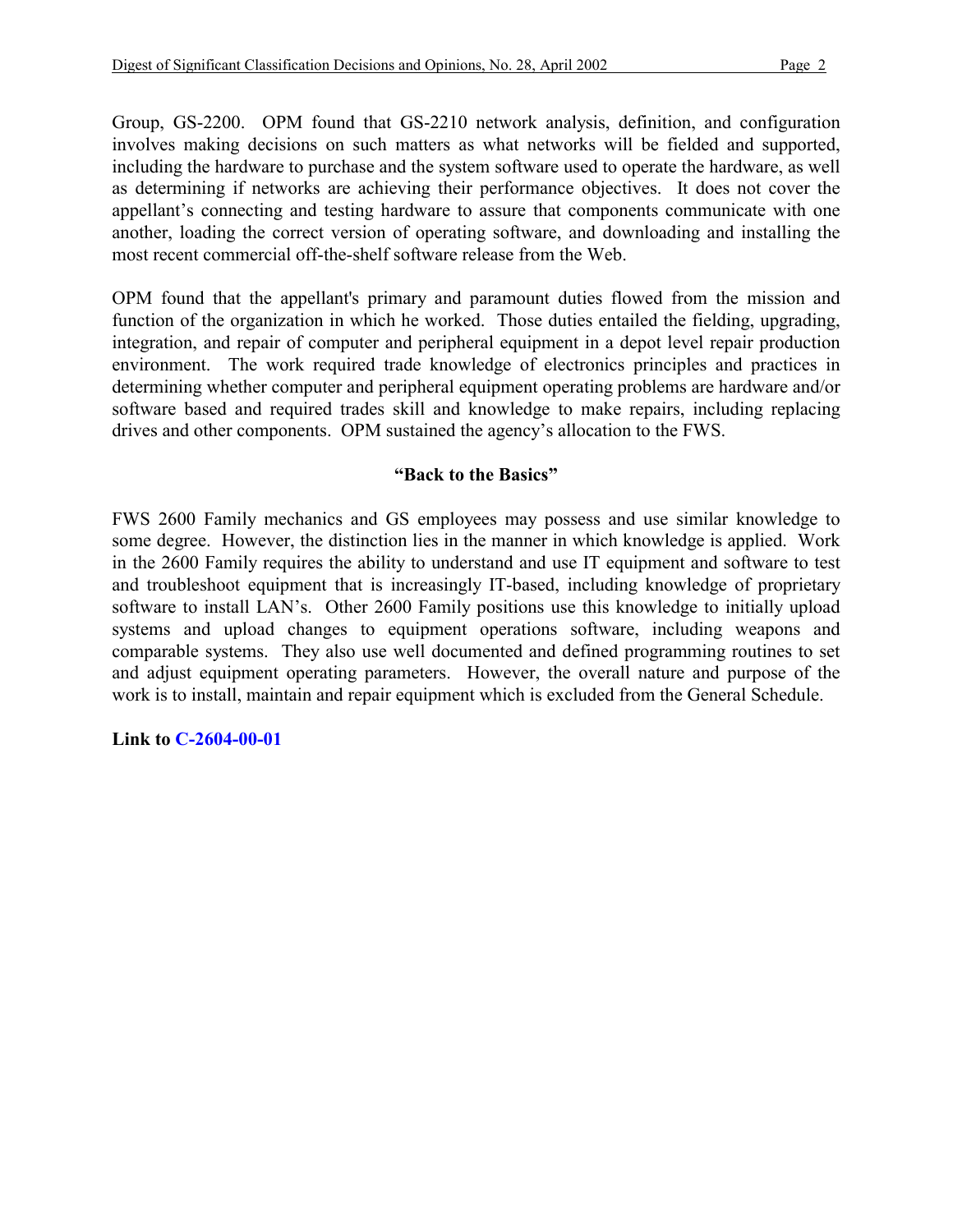Group, GS-2200. OPM found that GS-2210 network analysis, definition, and configuration involves making decisions on such matters as what networks will be fielded and supported, including the hardware to purchase and the system software used to operate the hardware, as well as determining if networks are achieving their performance objectives. It does not cover the appellant's connecting and testing hardware to assure that components communicate with one another, loading the correct version of operating software, and downloading and installing the most recent commercial off-the-shelf software release from the Web.

OPM found that the appellant's primary and paramount duties flowed from the mission and function of the organization in which he worked. Those duties entailed the fielding, upgrading, integration, and repair of computer and peripheral equipment in a depot level repair production environment. The work required trade knowledge of electronics principles and practices in determining whether computer and peripheral equipment operating problems are hardware and/or software based and required trades skill and knowledge to make repairs, including replacing drives and other components. OPM sustained the agency's allocation to the FWS.

**"Back to the Basics"**

FWS 2600 Family mechanics and GS employees may possess and use similar knowledge to some degree. However, the distinction lies in the manner in which knowledge is applied. Work in the 2600 Family requires the ability to understand and use IT equipment and software to test and troubleshoot equipment that is increasingly IT-based, including knowledge of proprietary software to install LAN's. Other 2600 Family positions use this knowledge to initially upload systems and upload changes to equipment operations software, including weapons and comparable systems. They also use well documented and defined programming routines to set and adjust equipment operating parameters. However, the overall nature and purpose of the work is to install, maintain and repair equipment which is excluded from the General Schedule.

**Link to C-2604-00-01**